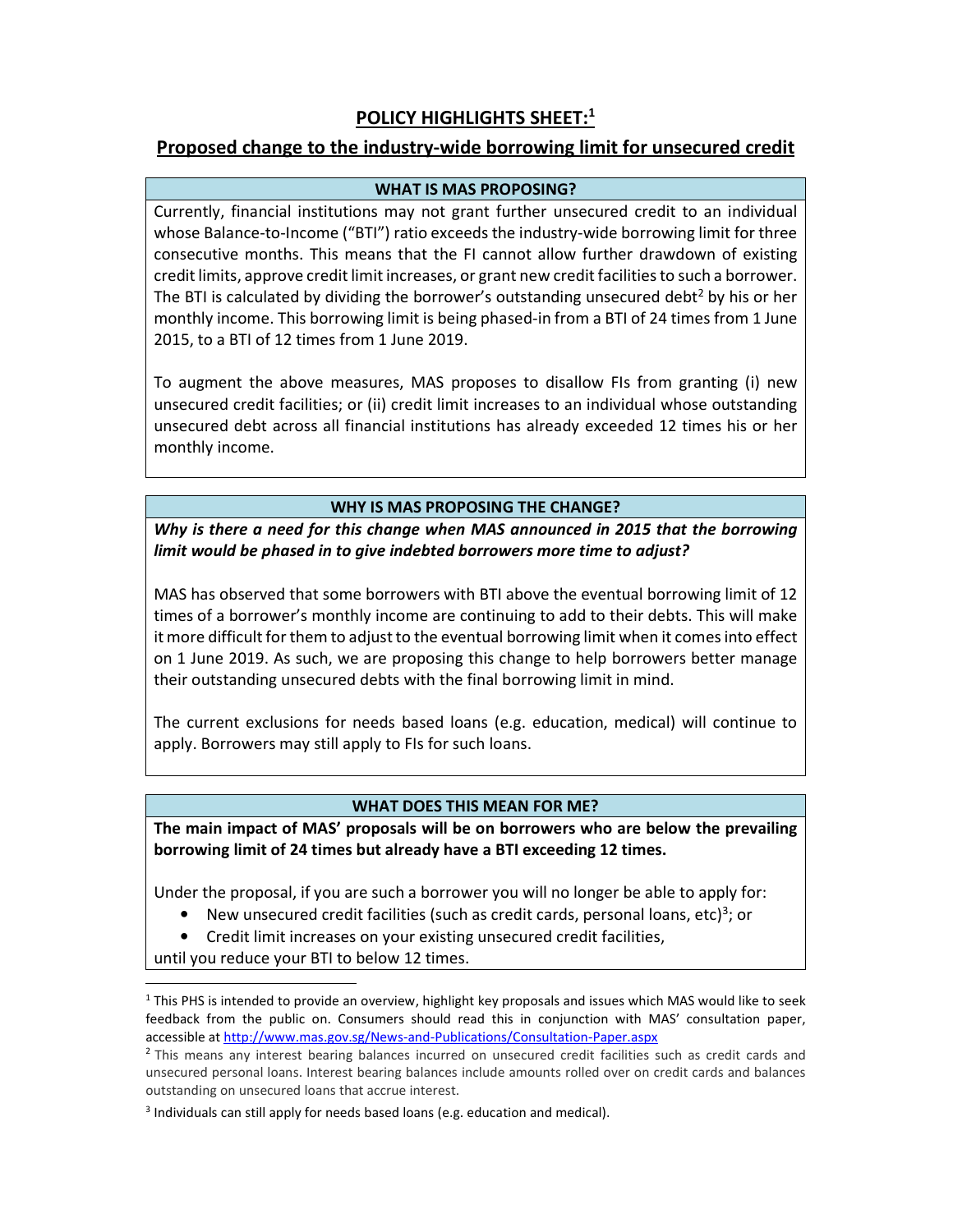# POLICY HIGHLIGHTS SHEET:[1]

## Proposed change to the industry-wide borrowing limit for unsecured credit

### WHAT IS MAS PROPOSING?

Currently, financial institutions may not grant further unsecured credit to an individual whose Balance-to-Income ("BTI") ratio exceeds the industry-wide borrowing limit for three consecutive months. This means that the FI cannot allow further drawdown of existing credit limits, approve credit limit increases, or grant new credit facilities to such a borrower. The BTI is calculated by dividing the borrower's outstanding unsecured debt[2] by his or her monthly income. This borrowing limit is being phased-in from a BTI of 24 times from 1 June 2015, to a BTI of 12 times from 1 June 2019.

To augment the above measures, MAS proposes to disallow FIs from granting (i) new unsecured credit facilities; or (ii) credit limit increases to an individual whose outstanding unsecured debt across all financial institutions has already exceeded 12 times his or her monthly income.

### WHY IS MAS PROPOSING THE CHANGE?

***Why is there a need for this change when MAS announced in 2015 that the borrowing limit would be phased in to give indebted borrowers more time to adjust?***

MAS has observed that some borrowers with BTI above the eventual borrowing limit of 12 times of a borrower's monthly income are continuing to add to their debts. This will make it more difficult for them to adjust to the eventual borrowing limit when it comes into effect on 1 June 2019. As such, we are proposing this change to help borrowers better manage their outstanding unsecured debts with the final borrowing limit in mind.

The current exclusions for needs based loans (e.g. education, medical) will continue to apply. Borrowers may still apply to FIs for such loans.

### WHAT DOES THIS MEAN FOR ME?

**The main impact of MAS' proposals will be on borrowers who are below the prevailing borrowing limit of 24 times but already have a BTI exceeding 12 times.**

Under the proposal, if you are such a borrower you will no longer be able to apply for:

- New unsecured credit facilities (such as credit cards, personal loans, etc)[3]; or
- Credit limit increases on your existing unsecured credit facilities,

until you reduce your BTI to below 12 times.

---

[1] This PHS is intended to provide an overview, highlight key proposals and issues which MAS would like to seek feedback from the public on. Consumers should read this in conjunction with MAS' consultation paper, accessible at http://www.mas.gov.sg/News-and-Publications/Consultation-Paper.aspx

[2] This means any interest bearing balances incurred on unsecured credit facilities such as credit cards and unsecured personal loans. Interest bearing balances include amounts rolled over on credit cards and balances outstanding on unsecured loans that accrue interest.

[3] Individuals can still apply for needs based loans (e.g. education and medical).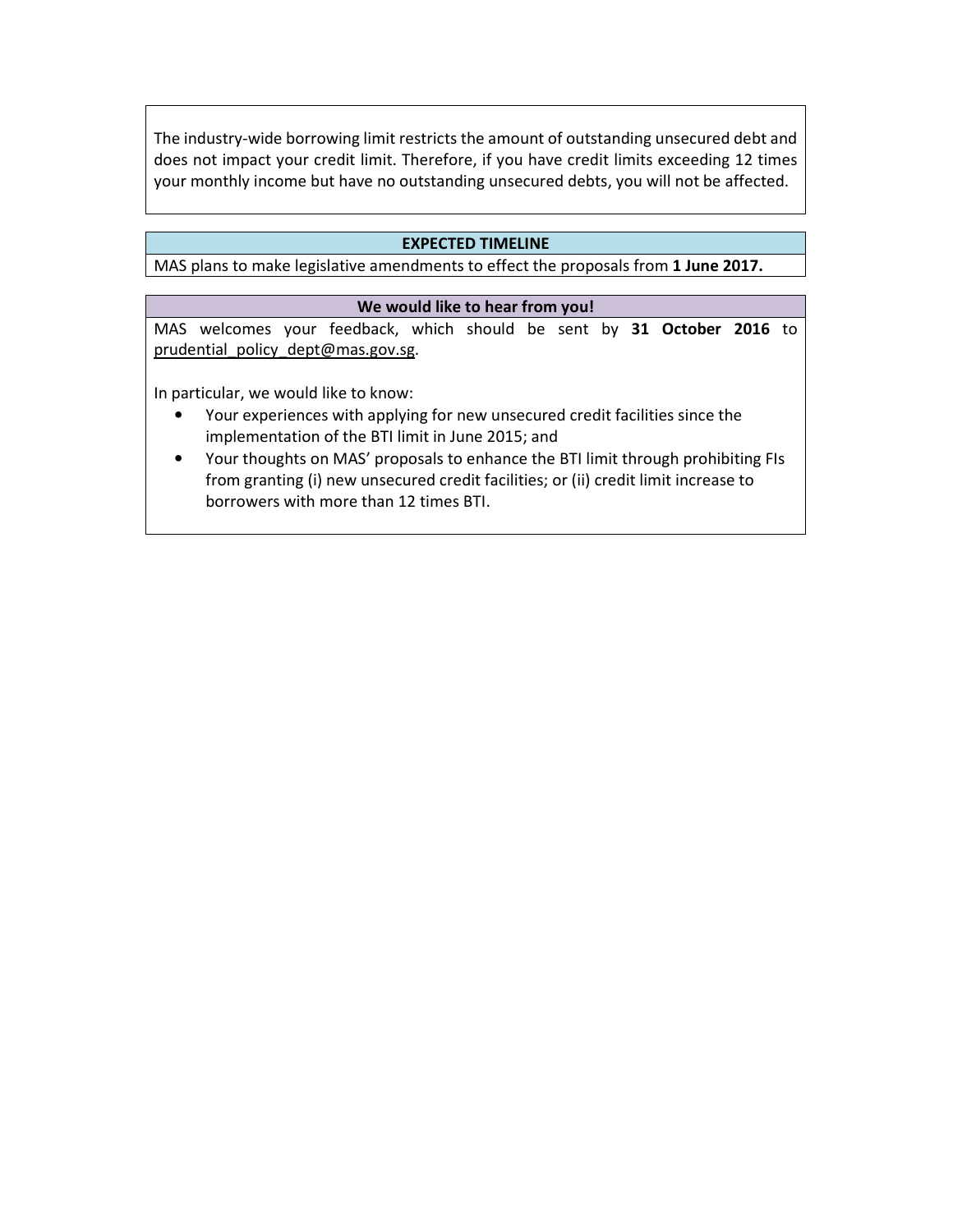The industry-wide borrowing limit restricts the amount of outstanding unsecured debt and does not impact your credit limit. Therefore, if you have credit limits exceeding 12 times your monthly income but have no outstanding unsecured debts, you will not be affected.

**EXPECTED TIMELINE**

MAS plans to make legislative amendments to effect the proposals from **1 June 2017.**

**We would like to hear from you!**

MAS welcomes your feedback, which should be sent by **31 October 2016** to prudential_policy_dept@mas.gov.sg.

In particular, we would like to know:

- Your experiences with applying for new unsecured credit facilities since the implementation of the BTI limit in June 2015; and
- Your thoughts on MAS' proposals to enhance the BTI limit through prohibiting FIs from granting (i) new unsecured credit facilities; or (ii) credit limit increase to borrowers with more than 12 times BTI.